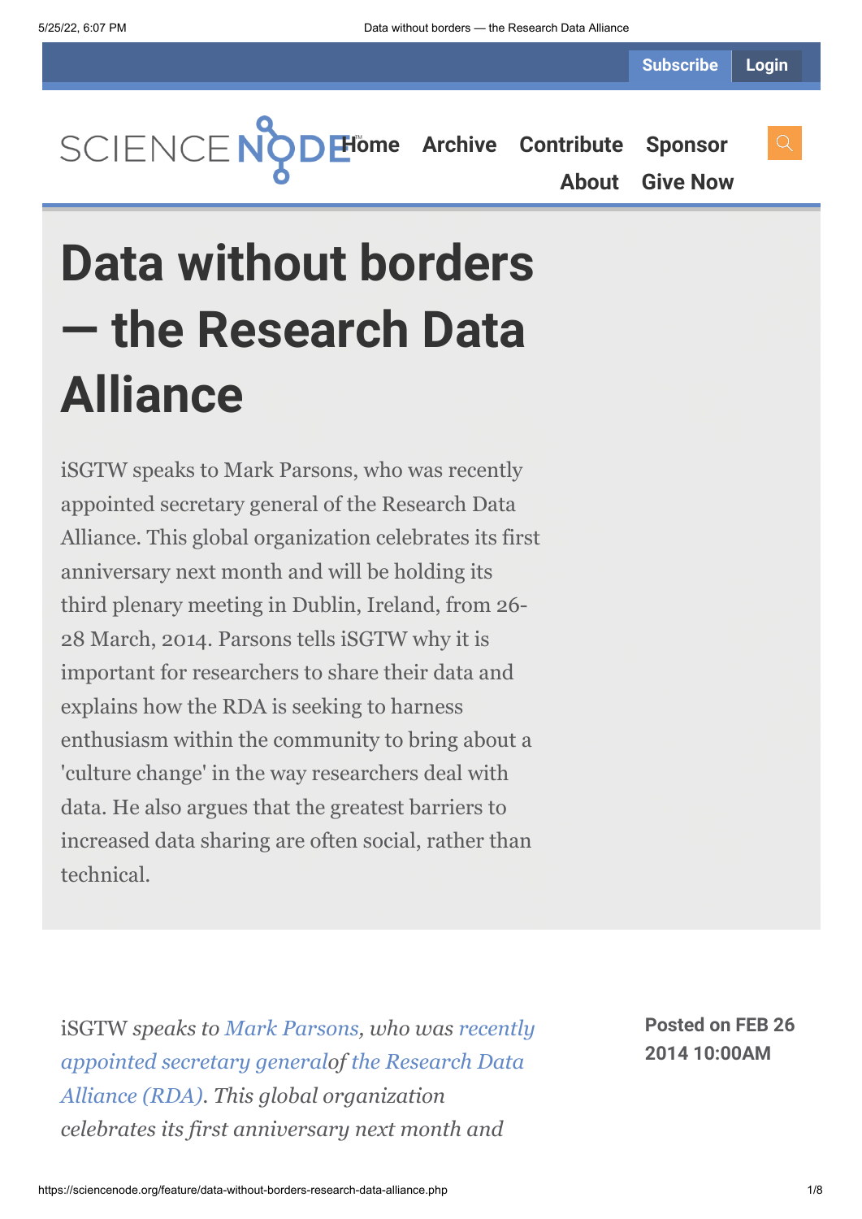# Data without borders — the Research Data Alliance

iSGTW speaks to Mark Parsons, who was recently appointed secretary general of the Research Data Alliance. This global organization celebrates its first anniversary next month and will be holding its third plenary meeting in Dublin, Ireland, from 26-28 March, 2014. Parsons tells iSGTW why it is important for researchers to share their data and explains how the RDA is seeking to harness enthusiasm within the community to bring about a 'culture change' in the way researchers deal with data. He also argues that the greatest barriers to increased data sharing are often social, rather than technical.

**Posted on FEB 26 2014 10:00AM**

iSGTW *speaks to Mark Parsons, who was recently appointed secretary general of the Research Data Alliance (RDA). This global organization celebrates its first anniversary next month and*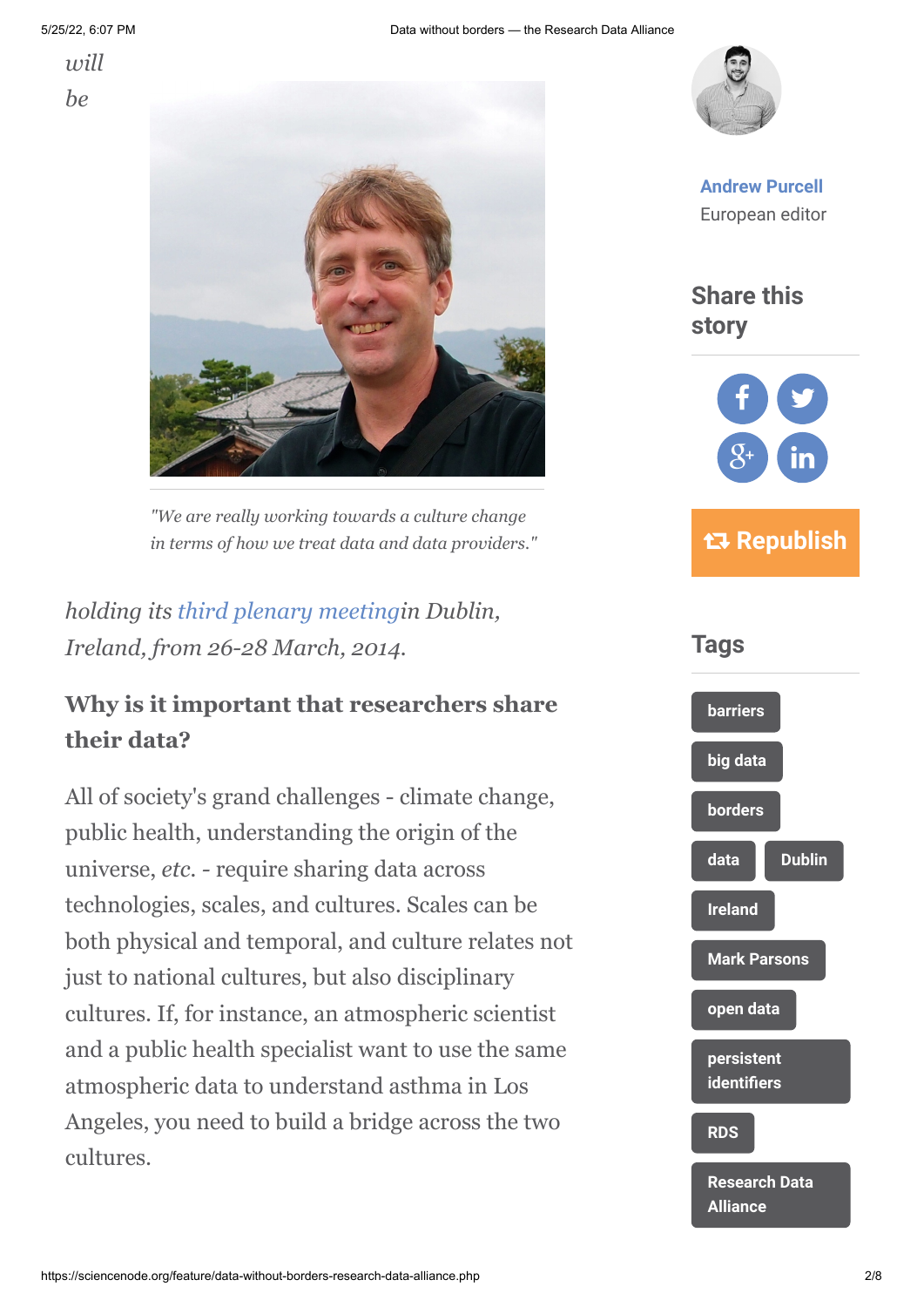*will be*

*"We are really working towards a culture change in terms of how we treat data and data providers."*

*holding its third plenary meetingin Dublin, Ireland, from 26-28 March, 2014.*

**Why is it important that researchers share their data?**

All of society's grand challenges - climate change, public health, understanding the origin of the universe, *etc.* - require sharing data across technologies, scales, and cultures. Scales can be both physical and temporal, and culture relates not just to national cultures, but also disciplinary cultures. If, for instance, an atmospheric scientist and a public health specialist want to use the same atmospheric data to understand asthma in Los Angeles, you need to build a bridge across the two cultures.

Andrew Purcell
European editor

## Share this story

Republish

## Tags

- barriers
- big data
- borders
- data
- Dublin
- Ireland
- Mark Parsons
- open data
- persistent identifiers
- RDS
- Research Data Alliance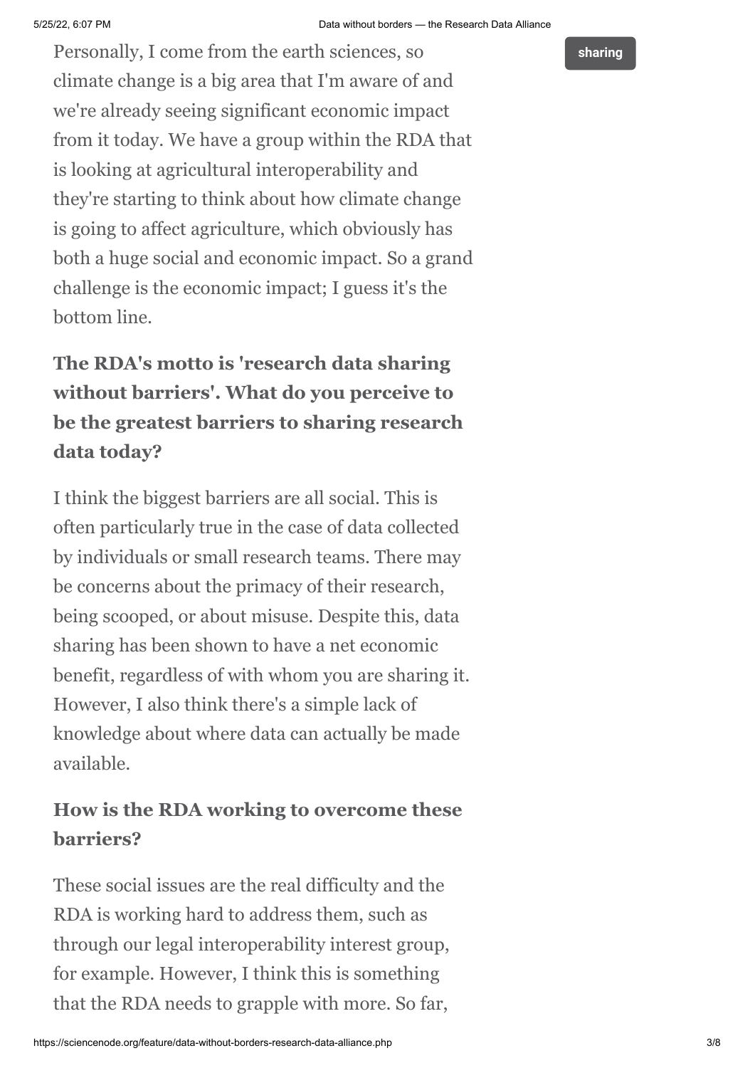Personally, I come from the earth sciences, so climate change is a big area that I'm aware of and we're already seeing significant economic impact from it today. We have a group within the RDA that is looking at agricultural interoperability and they're starting to think about how climate change is going to affect agriculture, which obviously has both a huge social and economic impact. So a grand challenge is the economic impact; I guess it's the bottom line.

### The RDA's motto is 'research data sharing without barriers'. What do you perceive to be the greatest barriers to sharing research data today?

I think the biggest barriers are all social. This is often particularly true in the case of data collected by individuals or small research teams. There may be concerns about the primacy of their research, being scooped, or about misuse. Despite this, data sharing has been shown to have a net economic benefit, regardless of with whom you are sharing it. However, I also think there's a simple lack of knowledge about where data can actually be made available.

### How is the RDA working to overcome these barriers?

These social issues are the real difficulty and the RDA is working hard to address them, such as through our legal interoperability interest group, for example. However, I think this is something that the RDA needs to grapple with more. So far,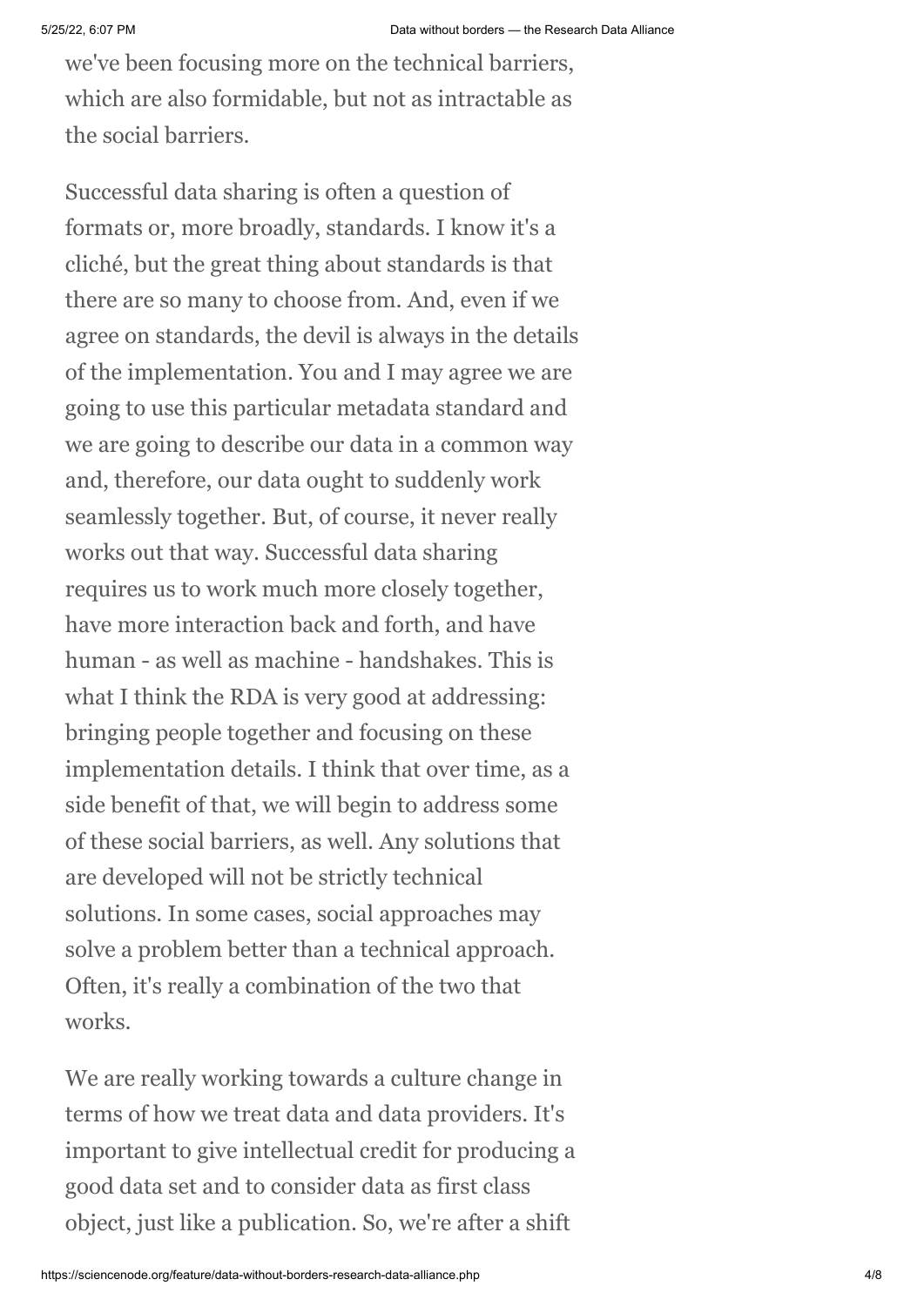we've been focusing more on the technical barriers, which are also formidable, but not as intractable as the social barriers.

Successful data sharing is often a question of formats or, more broadly, standards. I know it's a cliché, but the great thing about standards is that there are so many to choose from. And, even if we agree on standards, the devil is always in the details of the implementation. You and I may agree we are going to use this particular metadata standard and we are going to describe our data in a common way and, therefore, our data ought to suddenly work seamlessly together. But, of course, it never really works out that way. Successful data sharing requires us to work much more closely together, have more interaction back and forth, and have human - as well as machine - handshakes. This is what I think the RDA is very good at addressing: bringing people together and focusing on these implementation details. I think that over time, as a side benefit of that, we will begin to address some of these social barriers, as well. Any solutions that are developed will not be strictly technical solutions. In some cases, social approaches may solve a problem better than a technical approach. Often, it's really a combination of the two that works.

We are really working towards a culture change in terms of how we treat data and data providers. It's important to give intellectual credit for producing a good data set and to consider data as first class object, just like a publication. So, we're after a shift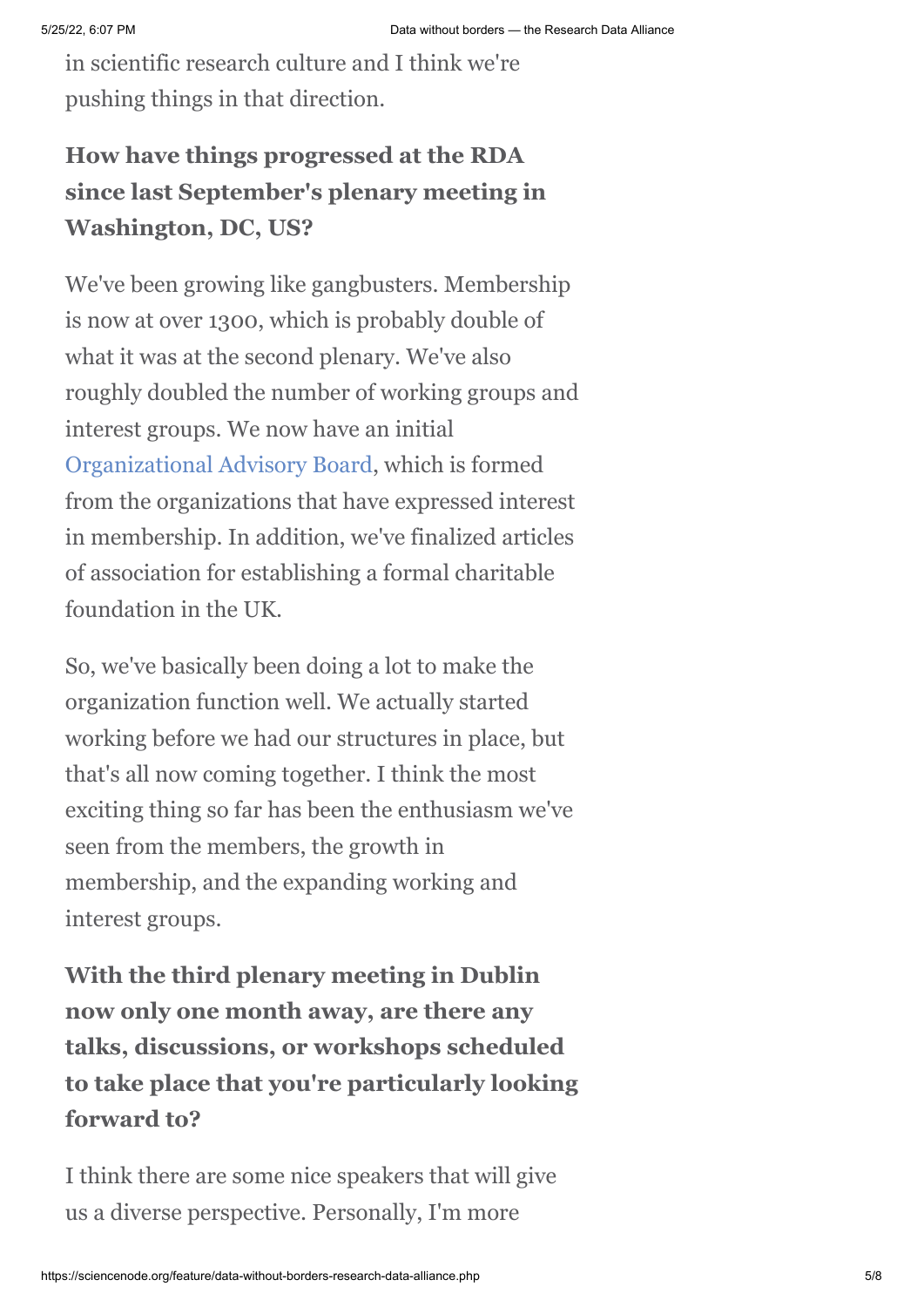in scientific research culture and I think we're pushing things in that direction.

**How have things progressed at the RDA since last September's plenary meeting in Washington, DC, US?**

We've been growing like gangbusters. Membership is now at over 1300, which is probably double of what it was at the second plenary. We've also roughly doubled the number of working groups and interest groups. We now have an initial Organizational Advisory Board, which is formed from the organizations that have expressed interest in membership. In addition, we've finalized articles of association for establishing a formal charitable foundation in the UK.

So, we've basically been doing a lot to make the organization function well. We actually started working before we had our structures in place, but that's all now coming together. I think the most exciting thing so far has been the enthusiasm we've seen from the members, the growth in membership, and the expanding working and interest groups.

**With the third plenary meeting in Dublin now only one month away, are there any talks, discussions, or workshops scheduled to take place that you're particularly looking forward to?**

I think there are some nice speakers that will give us a diverse perspective. Personally, I'm more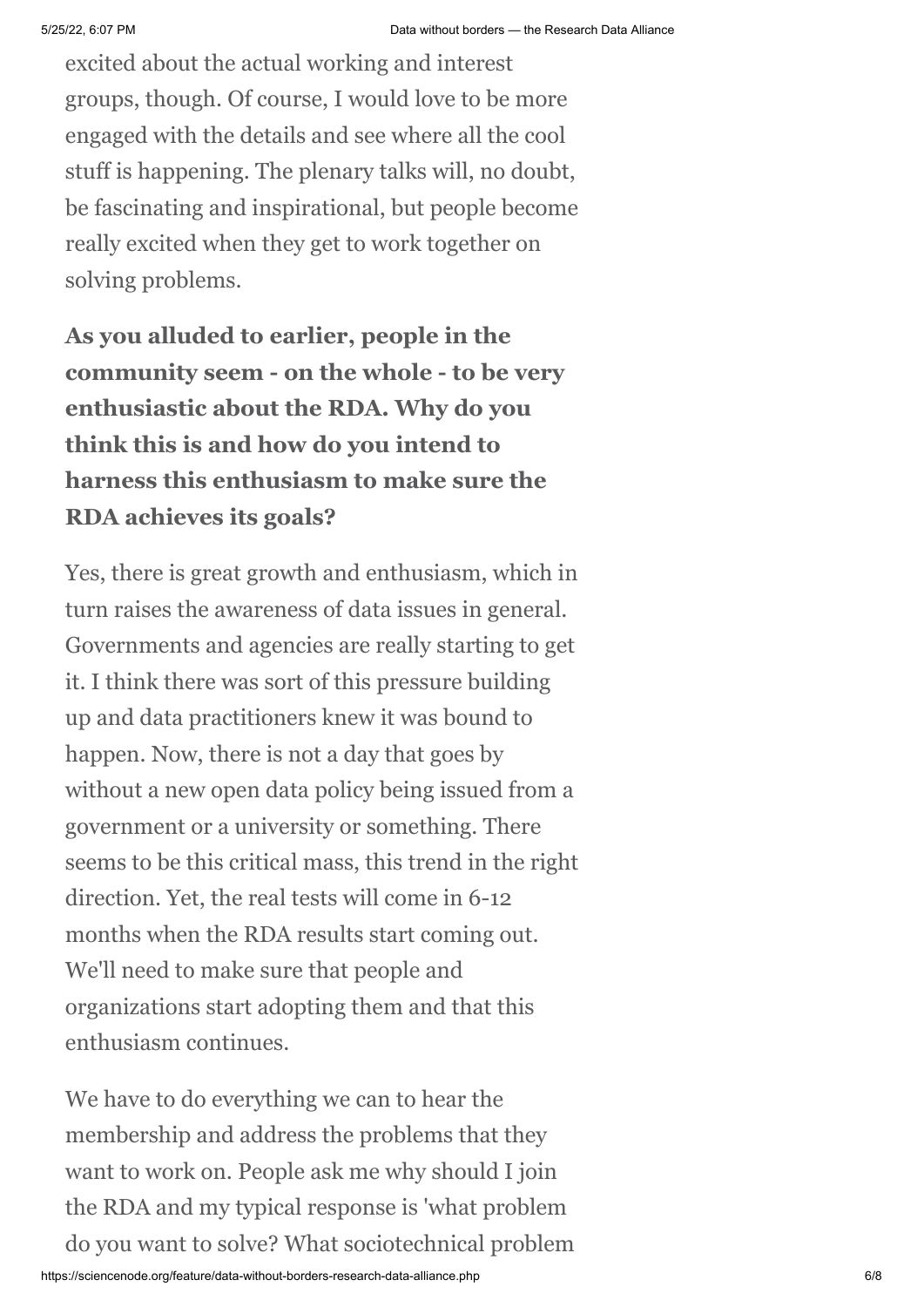excited about the actual working and interest groups, though. Of course, I would love to be more engaged with the details and see where all the cool stuff is happening. The plenary talks will, no doubt, be fascinating and inspirational, but people become really excited when they get to work together on solving problems.

**As you alluded to earlier, people in the community seem - on the whole - to be very enthusiastic about the RDA. Why do you think this is and how do you intend to harness this enthusiasm to make sure the RDA achieves its goals?**

Yes, there is great growth and enthusiasm, which in turn raises the awareness of data issues in general. Governments and agencies are really starting to get it. I think there was sort of this pressure building up and data practitioners knew it was bound to happen. Now, there is not a day that goes by without a new open data policy being issued from a government or a university or something. There seems to be this critical mass, this trend in the right direction. Yet, the real tests will come in 6-12 months when the RDA results start coming out. We'll need to make sure that people and organizations start adopting them and that this enthusiasm continues.

We have to do everything we can to hear the membership and address the problems that they want to work on. People ask me why should I join the RDA and my typical response is 'what problem do you want to solve? What sociotechnical problem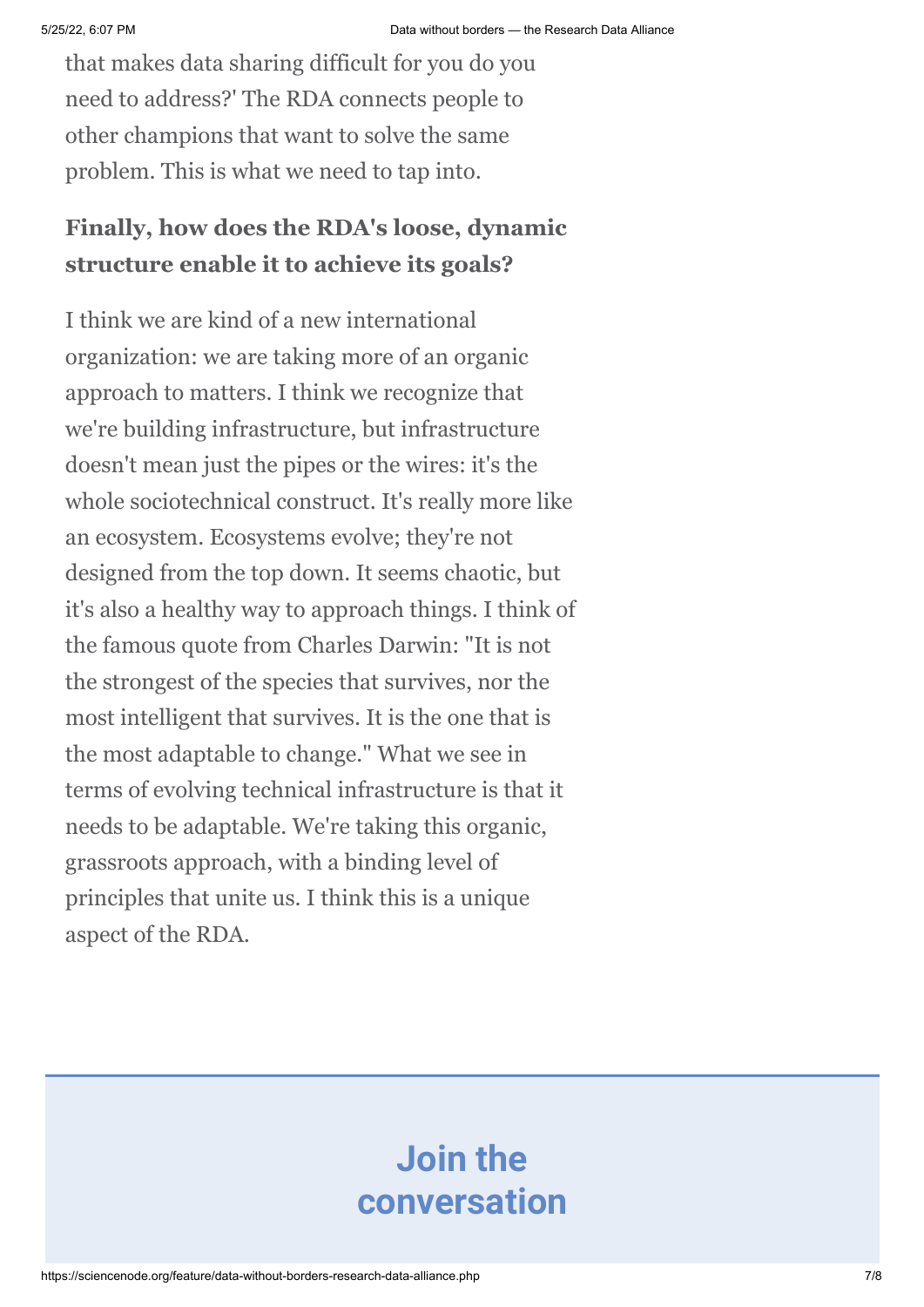that makes data sharing difficult for you do you need to address?' The RDA connects people to other champions that want to solve the same problem. This is what we need to tap into.

**Finally, how does the RDA's loose, dynamic structure enable it to achieve its goals?**

I think we are kind of a new international organization: we are taking more of an organic approach to matters. I think we recognize that we're building infrastructure, but infrastructure doesn't mean just the pipes or the wires: it's the whole sociotechnical construct. It's really more like an ecosystem. Ecosystems evolve; they're not designed from the top down. It seems chaotic, but it's also a healthy way to approach things. I think of the famous quote from Charles Darwin: "It is not the strongest of the species that survives, nor the most intelligent that survives. It is the one that is the most adaptable to change." What we see in terms of evolving technical infrastructure is that it needs to be adaptable. We're taking this organic, grassroots approach, with a binding level of principles that unite us. I think this is a unique aspect of the RDA.

## Join the conversation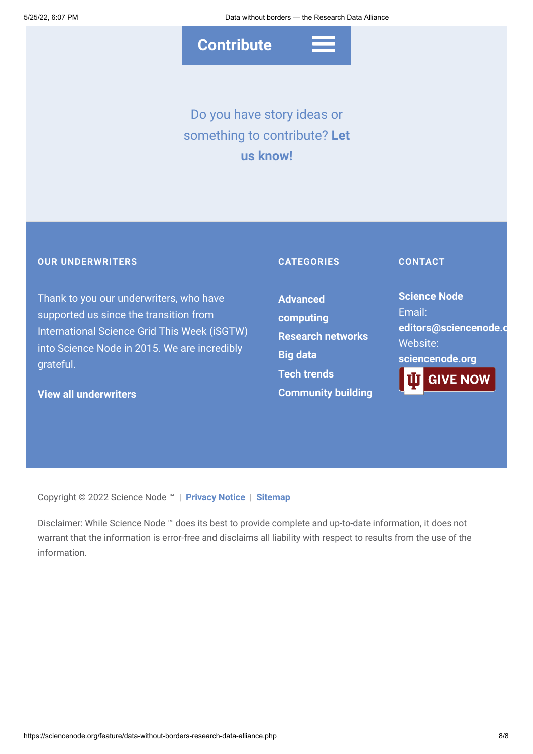**Contribute**

Do you have story ideas or something to contribute? **Let us know!**

### OUR UNDERWRITERS

Thank to you our underwriters, who have supported us since the transition from International Science Grid This Week (iSGTW) into Science Node in 2015. We are incredibly grateful.

**View all underwriters**

### CATEGORIES

**Advanced computing**
**Research networks**
**Big data**
**Tech trends**
**Community building**

### CONTACT

**Science Node**
Email:
**editors@sciencenode.o**
Website:
**sciencenode.org**

GIVE NOW

Copyright © 2022 Science Node ™ | **Privacy Notice** | **Sitemap**

Disclaimer: While Science Node ™ does its best to provide complete and up-to-date information, it does not warrant that the information is error-free and disclaims all liability with respect to results from the use of the information.